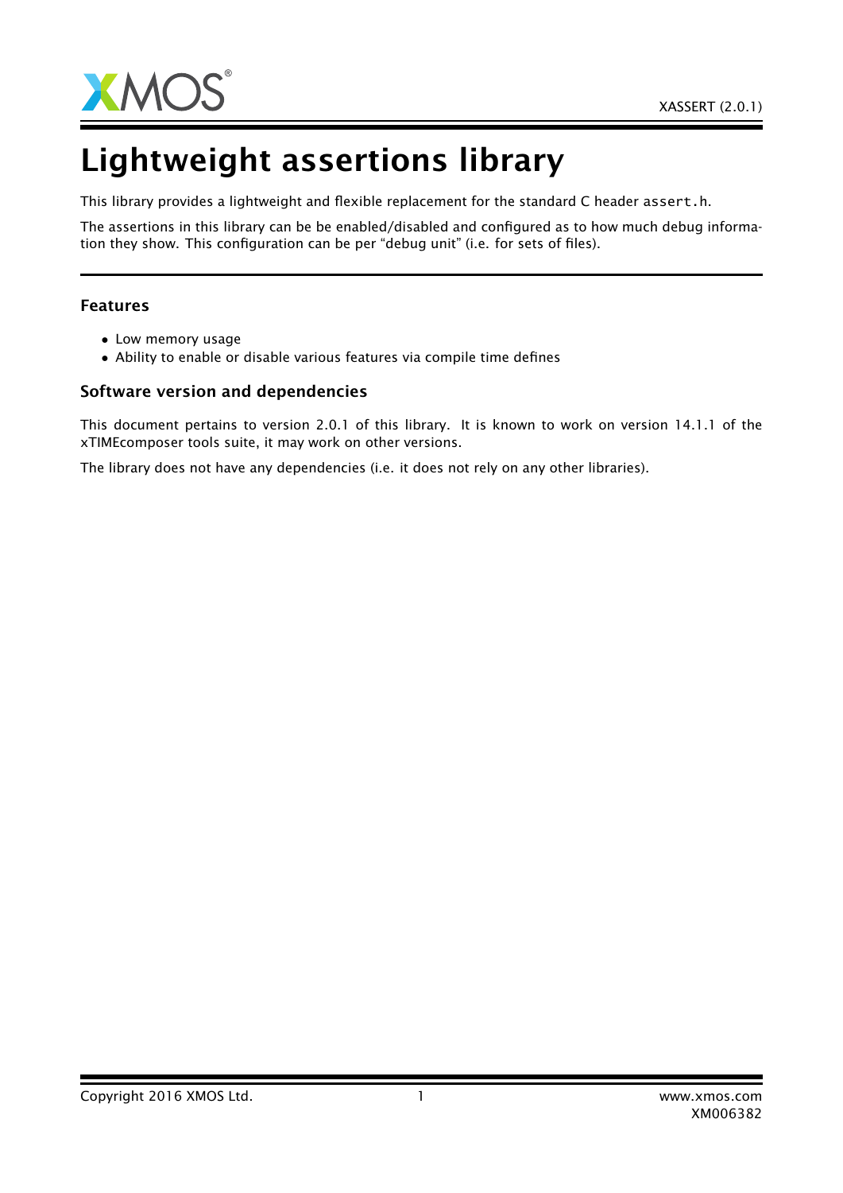# Lightweight assertions library

This library provides a lightweight and flexible replacement for the standard C header `assert.h`.

The assertions in this library can be be enabled/disabled and configured as to how much debug information they show. This configuration can be per "debug unit" (i.e. for sets of files).

## Features

- Low memory usage
- Ability to enable or disable various features via compile time defines

## Software version and dependencies

This document pertains to version 2.0.1 of this library. It is known to work on version 14.1.1 of the xTIMEcomposer tools suite, it may work on other versions.

The library does not have any dependencies (i.e. it does not rely on any other libraries).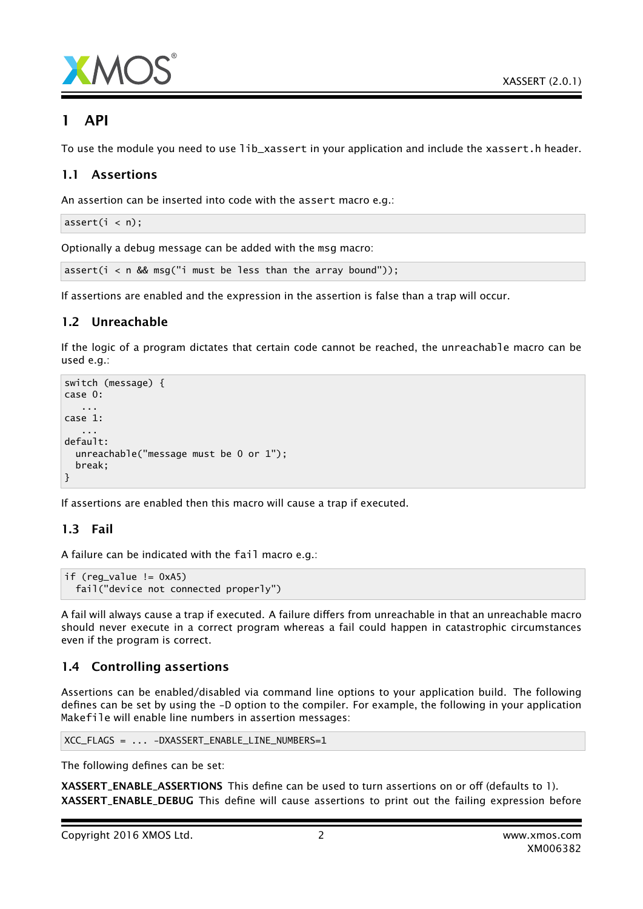# 1 API

To use the module you need to use `lib_xassert` in your application and include the `xassert.h` header.

## 1.1 Assertions

An assertion can be inserted into code with the `assert` macro e.g.:

```
assert(i < n);
```

Optionally a debug message can be added with the `msg` macro:

```
assert(i < n && msg("i must be less than the array bound"));
```

If assertions are enabled and the expression in the assertion is false than a trap will occur.

## 1.2 Unreachable

If the logic of a program dictates that certain code cannot be reached, the `unreachable` macro can be used e.g.:

```
switch (message) {
case 0:
   ...
case 1:
   ...
default:
  unreachable("message must be 0 or 1");
  break;
}
```

If assertions are enabled then this macro will cause a trap if executed.

## 1.3 Fail

A failure can be indicated with the `fail` macro e.g.:

```
if (reg_value != 0xA5)
  fail("device not connected properly")
```

A fail will always cause a trap if executed. A failure differs from unreachable in that an unreachable macro should never execute in a correct program whereas a fail could happen in catastrophic circumstances even if the program is correct.

## 1.4 Controlling assertions

Assertions can be enabled/disabled via command line options to your application build. The following defines can be set by using the -D option to the compiler. For example, the following in your application `Makefile` will enable line numbers in assertion messages:

```
XCC_FLAGS = ... -DXASSERT_ENABLE_LINE_NUMBERS=1
```

The following defines can be set:

**XASSERT_ENABLE_ASSERTIONS** This define can be used to turn assertions on or off (defaults to 1).

**XASSERT_ENABLE_DEBUG** This define will cause assertions to print out the failing expression before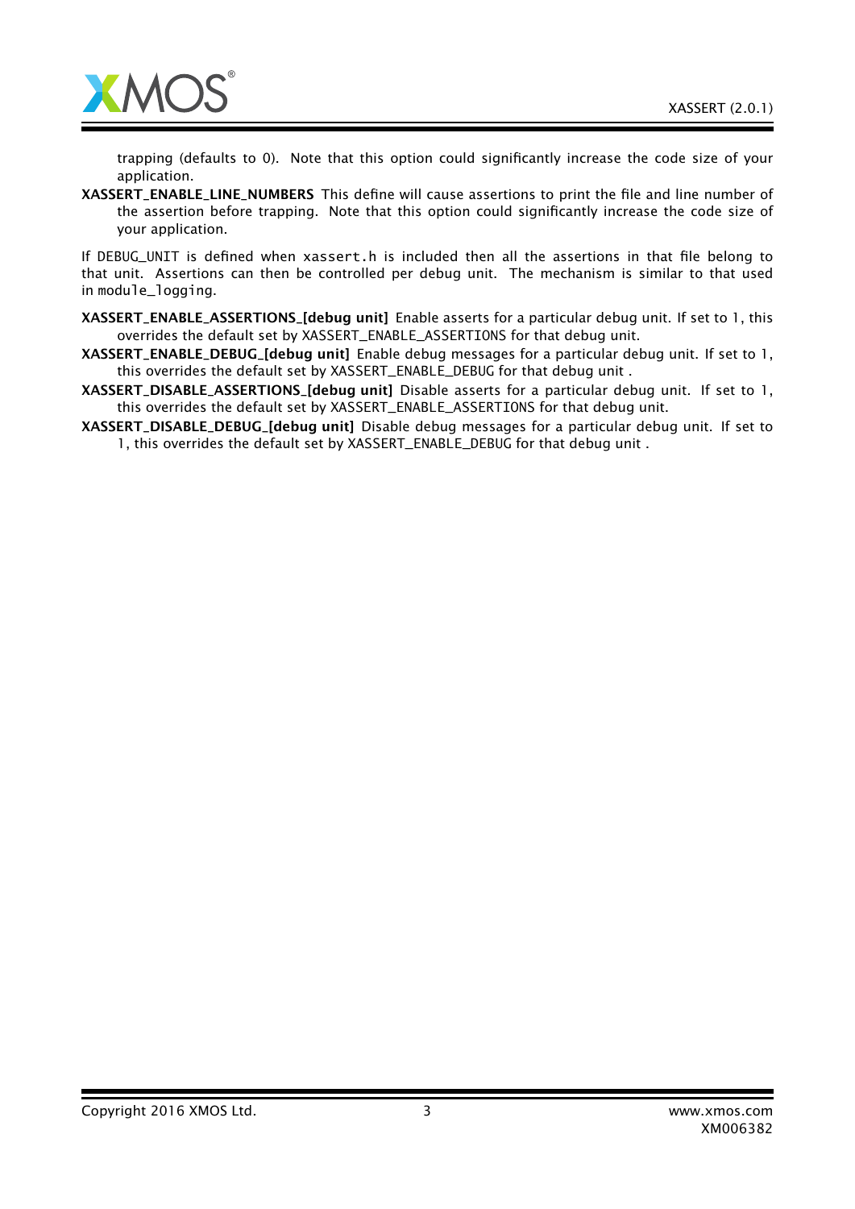trapping (defaults to 0). Note that this option could significantly increase the code size of your application.

**XASSERT_ENABLE_LINE_NUMBERS** This define will cause assertions to print the file and line number of the assertion before trapping. Note that this option could significantly increase the code size of your application.

If `DEBUG_UNIT` is defined when `xassert.h` is included then all the assertions in that file belong to that unit. Assertions can then be controlled per debug unit. The mechanism is similar to that used in `module_logging`.

**XASSERT_ENABLE_ASSERTIONS_[debug unit]** Enable asserts for a particular debug unit. If set to 1, this overrides the default set by `XASSERT_ENABLE_ASSERTIONS` for that debug unit.

**XASSERT_ENABLE_DEBUG_[debug unit]** Enable debug messages for a particular debug unit. If set to 1, this overrides the default set by `XASSERT_ENABLE_DEBUG` for that debug unit .

**XASSERT_DISABLE_ASSERTIONS_[debug unit]** Disable asserts for a particular debug unit. If set to 1, this overrides the default set by `XASSERT_ENABLE_ASSERTIONS` for that debug unit.

**XASSERT_DISABLE_DEBUG_[debug unit]** Disable debug messages for a particular debug unit. If set to 1, this overrides the default set by `XASSERT_ENABLE_DEBUG` for that debug unit .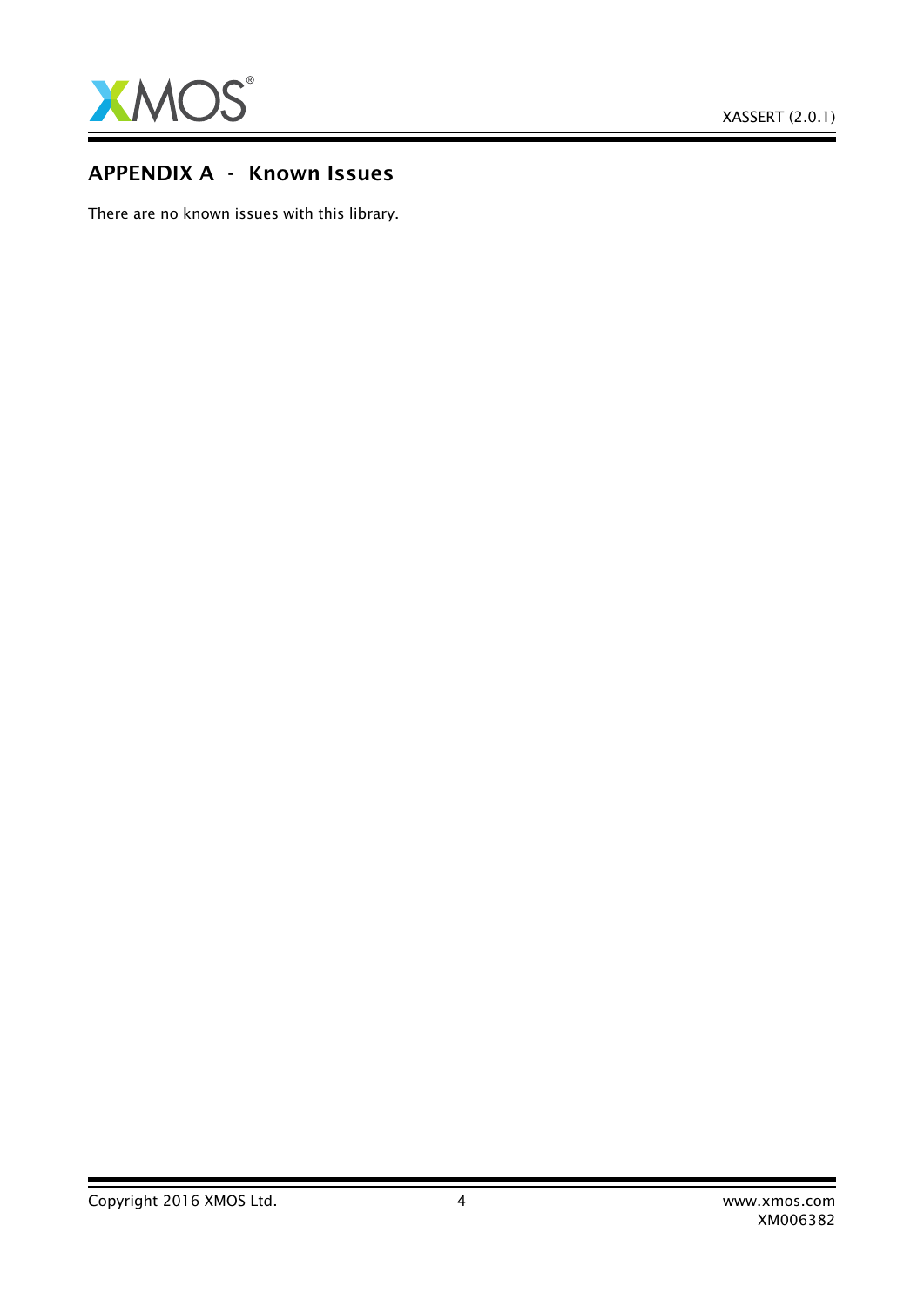# APPENDIX A - Known Issues

There are no known issues with this library.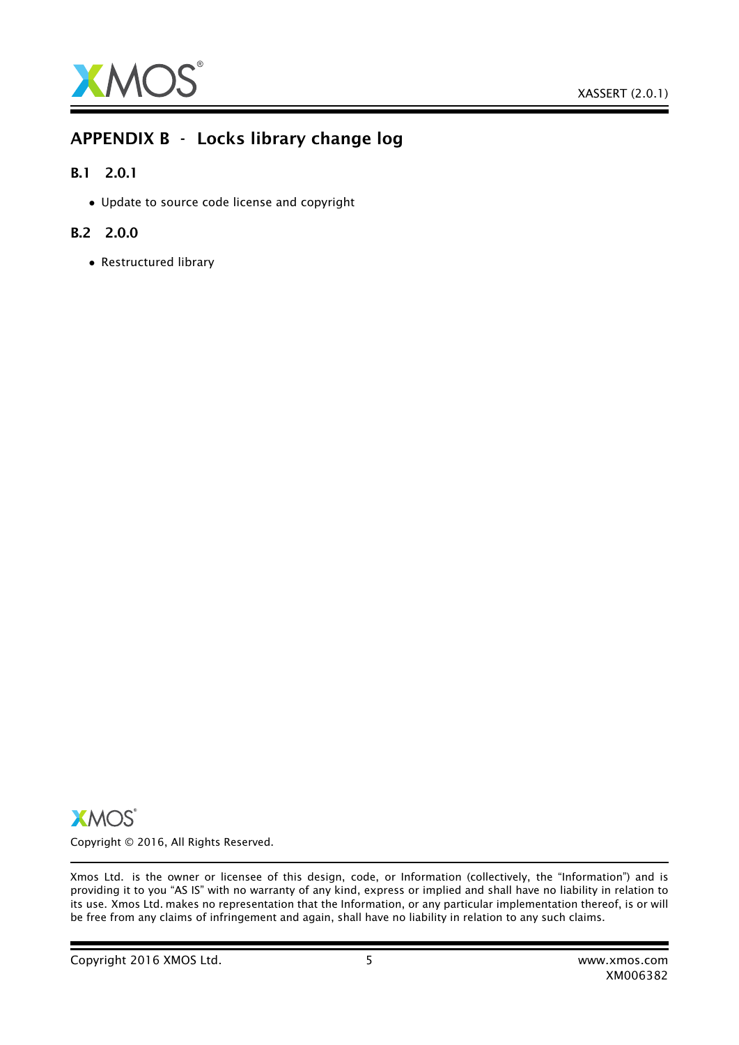# APPENDIX B - Locks library change log

## B.1 2.0.1

- Update to source code license and copyright

## B.2 2.0.0

- Restructured library

Copyright © 2016, All Rights Reserved.

Xmos Ltd. is the owner or licensee of this design, code, or Information (collectively, the “Information”) and is providing it to you “AS IS” with no warranty of any kind, express or implied and shall have no liability in relation to its use. Xmos Ltd. makes no representation that the Information, or any particular implementation thereof, is or will be free from any claims of infringement and again, shall have no liability in relation to any such claims.